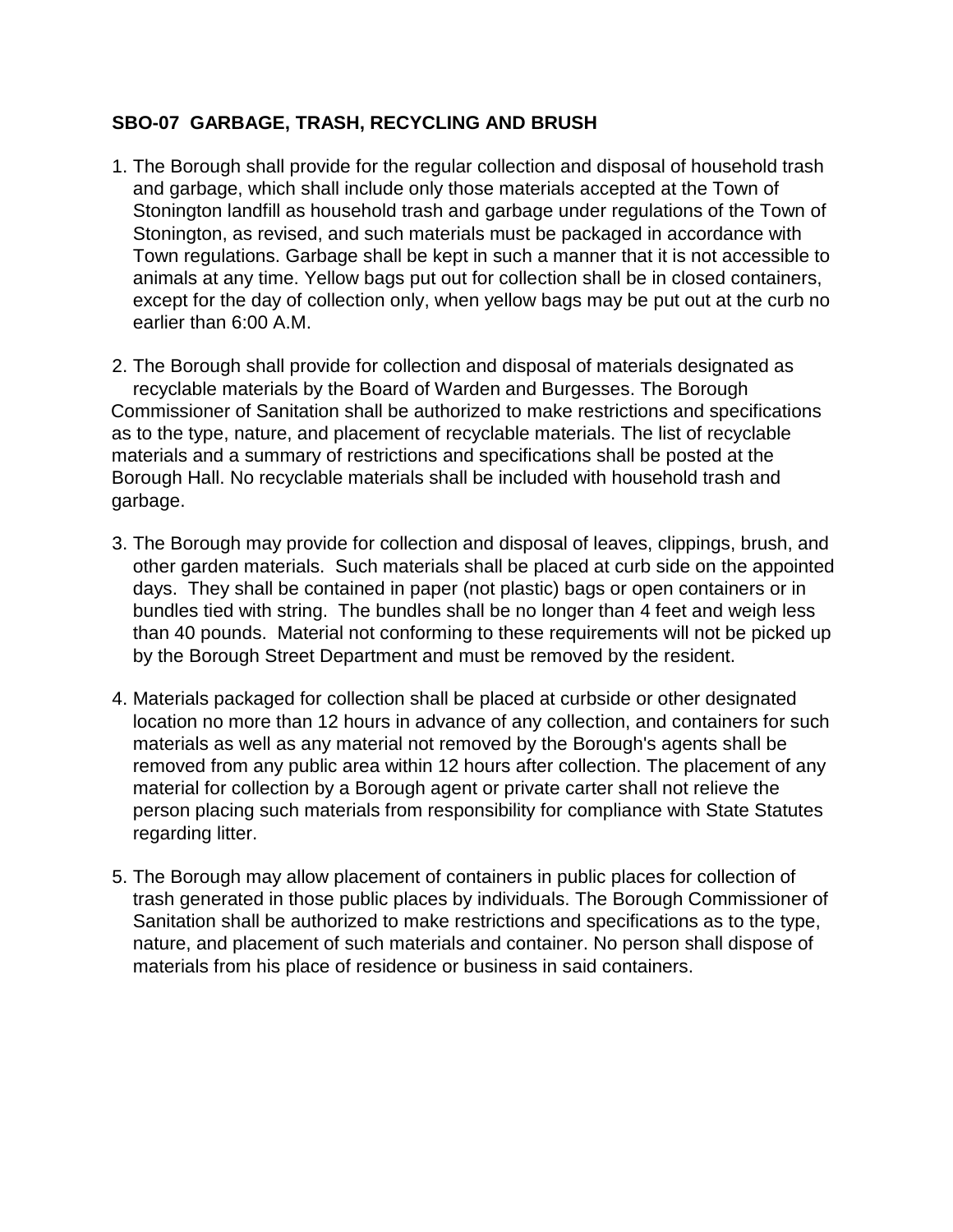**SBO-07 GARBAGE, TRASH, RECYCLING AND BRUSH**

1. The Borough shall provide for the regular collection and disposal of household trash and garbage, which shall include only those materials accepted at the Town of Stonington landfill as household trash and garbage under regulations of the Town of Stonington, as revised, and such materials must be packaged in accordance with Town regulations. Garbage shall be kept in such a manner that it is not accessible to animals at any time. Yellow bags put out for collection shall be in closed containers, except for the day of collection only, when yellow bags may be put out at the curb no earlier than 6:00 A.M.

2. The Borough shall provide for collection and disposal of materials designated as recyclable materials by the Board of Warden and Burgesses. The Borough Commissioner of Sanitation shall be authorized to make restrictions and specifications as to the type, nature, and placement of recyclable materials. The list of recyclable materials and a summary of restrictions and specifications shall be posted at the Borough Hall. No recyclable materials shall be included with household trash and garbage.

3. The Borough may provide for collection and disposal of leaves, clippings, brush, and other garden materials. Such materials shall be placed at curb side on the appointed days. They shall be contained in paper (not plastic) bags or open containers or in bundles tied with string. The bundles shall be no longer than 4 feet and weigh less than 40 pounds. Material not conforming to these requirements will not be picked up by the Borough Street Department and must be removed by the resident.

4. Materials packaged for collection shall be placed at curbside or other designated location no more than 12 hours in advance of any collection, and containers for such materials as well as any material not removed by the Borough's agents shall be removed from any public area within 12 hours after collection. The placement of any material for collection by a Borough agent or private carter shall not relieve the person placing such materials from responsibility for compliance with State Statutes regarding litter.

5. The Borough may allow placement of containers in public places for collection of trash generated in those public places by individuals. The Borough Commissioner of Sanitation shall be authorized to make restrictions and specifications as to the type, nature, and placement of such materials and container. No person shall dispose of materials from his place of residence or business in said containers.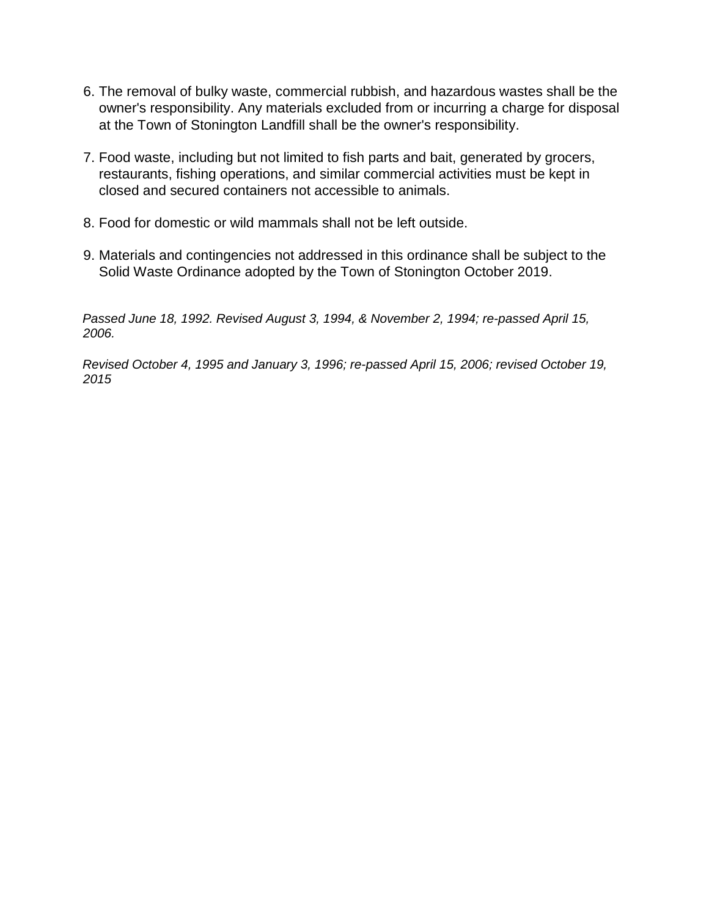6. The removal of bulky waste, commercial rubbish, and hazardous wastes shall be the owner's responsibility. Any materials excluded from or incurring a charge for disposal at the Town of Stonington Landfill shall be the owner's responsibility.

7. Food waste, including but not limited to fish parts and bait, generated by grocers, restaurants, fishing operations, and similar commercial activities must be kept in closed and secured containers not accessible to animals.

8. Food for domestic or wild mammals shall not be left outside.

9. Materials and contingencies not addressed in this ordinance shall be subject to the Solid Waste Ordinance adopted by the Town of Stonington October 2019.

*Passed June 18, 1992. Revised August 3, 1994, & November 2, 1994; re-passed April 15, 2006.*

*Revised October 4, 1995 and January 3, 1996; re-passed April 15, 2006; revised October 19, 2015*